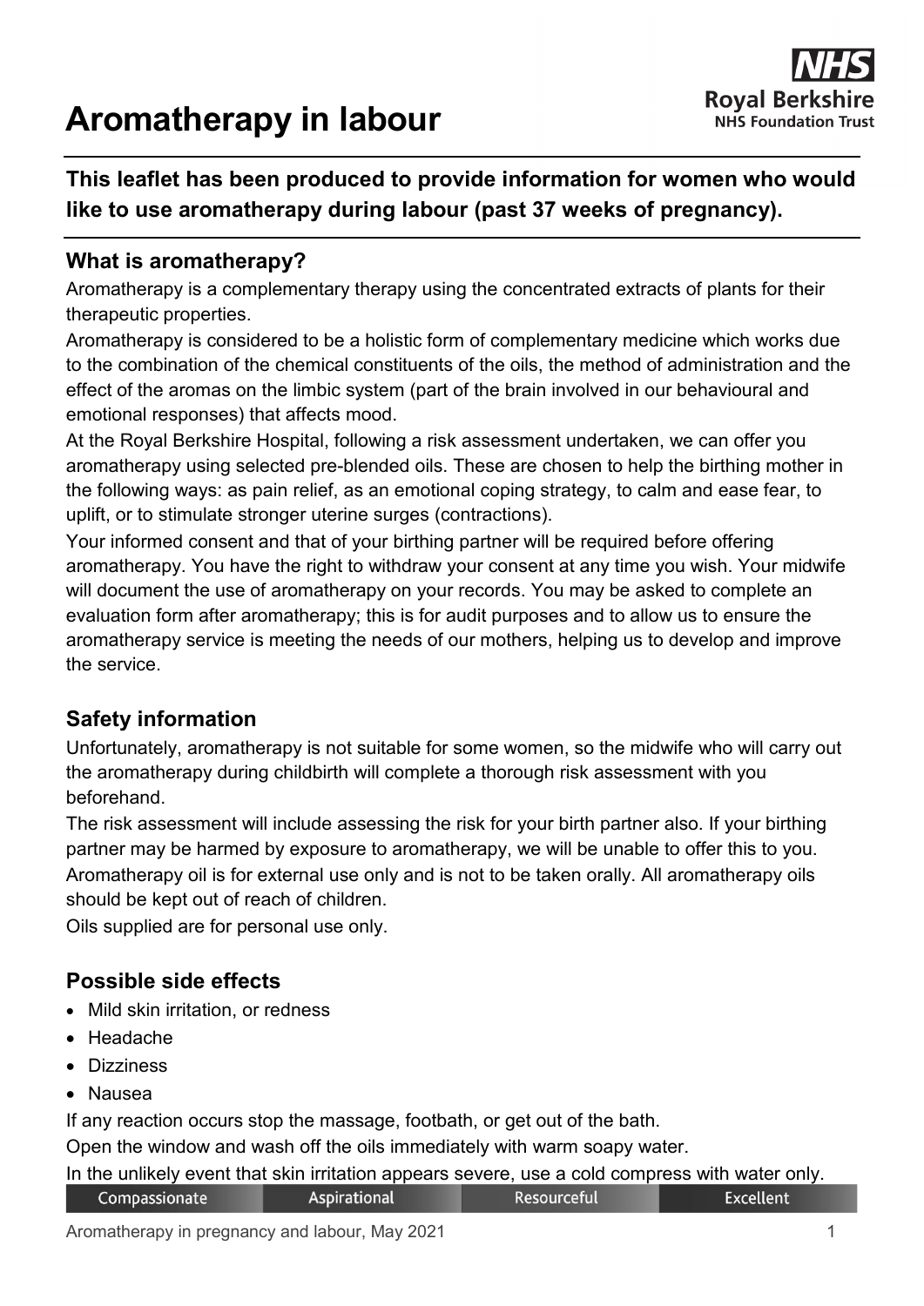# Aromatherapy in labour

**This leaflet has been produced to provide information for women who would like to use aromatherapy during labour (past 37 weeks of pregnancy).**

## What is aromatherapy?

Aromatherapy is a complementary therapy using the concentrated extracts of plants for their therapeutic properties.

Aromatherapy is considered to be a holistic form of complementary medicine which works due to the combination of the chemical constituents of the oils, the method of administration and the effect of the aromas on the limbic system (part of the brain involved in our behavioural and emotional responses) that affects mood.

At the Royal Berkshire Hospital, following a risk assessment undertaken, we can offer you aromatherapy using selected pre-blended oils. These are chosen to help the birthing mother in the following ways: as pain relief, as an emotional coping strategy, to calm and ease fear, to uplift, or to stimulate stronger uterine surges (contractions).

Your informed consent and that of your birthing partner will be required before offering aromatherapy. You have the right to withdraw your consent at any time you wish. Your midwife will document the use of aromatherapy on your records. You may be asked to complete an evaluation form after aromatherapy; this is for audit purposes and to allow us to ensure the aromatherapy service is meeting the needs of our mothers, helping us to develop and improve the service.

## Safety information

Unfortunately, aromatherapy is not suitable for some women, so the midwife who will carry out the aromatherapy during childbirth will complete a thorough risk assessment with you beforehand.

The risk assessment will include assessing the risk for your birth partner also. If your birthing partner may be harmed by exposure to aromatherapy, we will be unable to offer this to you.

Aromatherapy oil is for external use only and is not to be taken orally. All aromatherapy oils should be kept out of reach of children.

Oils supplied are for personal use only.

## Possible side effects

- Mild skin irritation, or redness
- Headache
- Dizziness
- Nausea

If any reaction occurs stop the massage, footbath, or get out of the bath.

Open the window and wash off the oils immediately with warm soapy water.

In the unlikely event that skin irritation appears severe, use a cold compress with water only.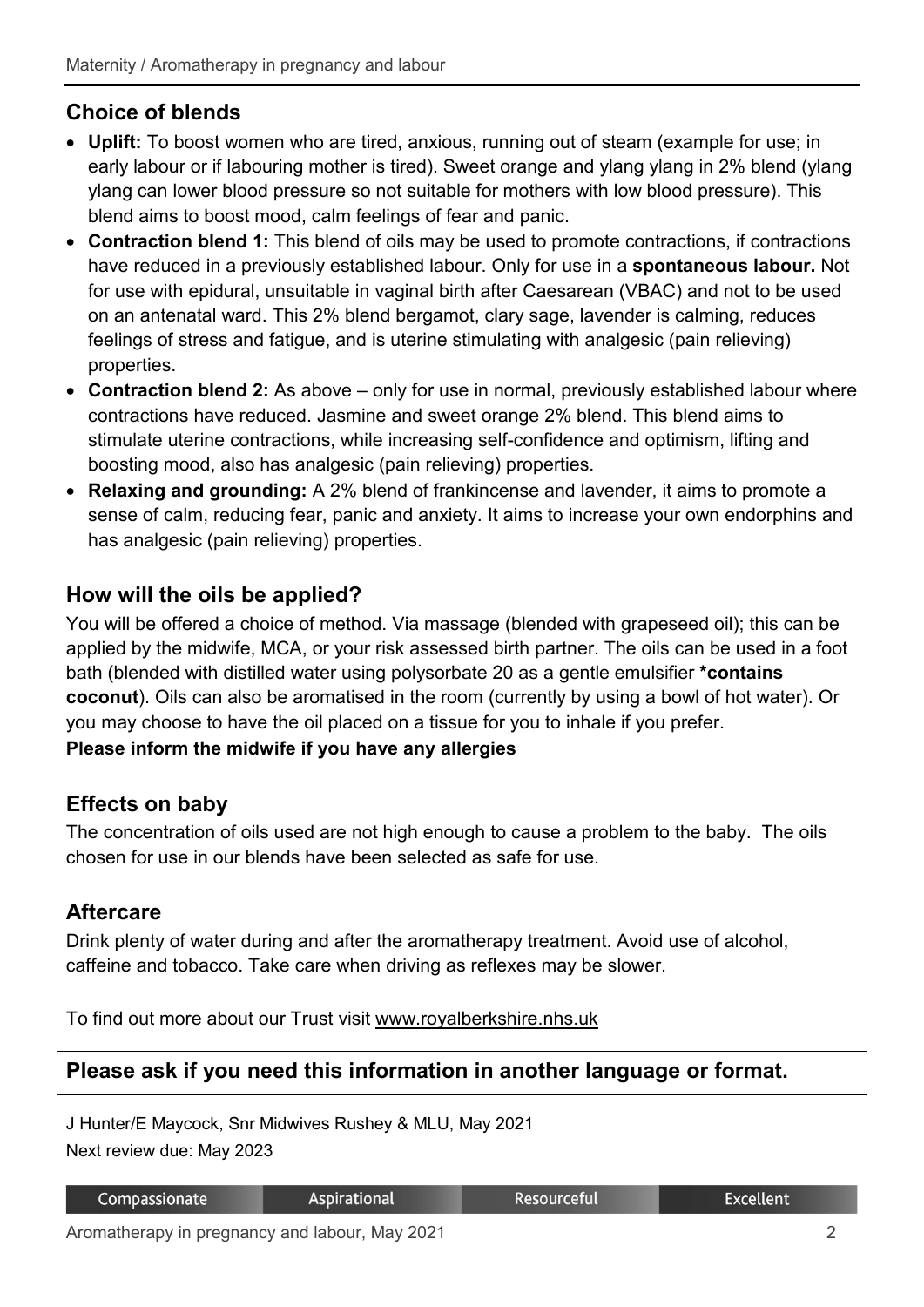## Choice of blends

- **Uplift:** To boost women who are tired, anxious, running out of steam (example for use; in early labour or if labouring mother is tired). Sweet orange and ylang ylang in 2% blend (ylang ylang can lower blood pressure so not suitable for mothers with low blood pressure). This blend aims to boost mood, calm feelings of fear and panic.
- **Contraction blend 1:** This blend of oils may be used to promote contractions, if contractions have reduced in a previously established labour. Only for use in a **spontaneous labour.** Not for use with epidural, unsuitable in vaginal birth after Caesarean (VBAC) and not to be used on an antenatal ward. This 2% blend bergamot, clary sage, lavender is calming, reduces feelings of stress and fatigue, and is uterine stimulating with analgesic (pain relieving) properties.
- **Contraction blend 2:** As above – only for use in normal, previously established labour where contractions have reduced. Jasmine and sweet orange 2% blend. This blend aims to stimulate uterine contractions, while increasing self-confidence and optimism, lifting and boosting mood, also has analgesic (pain relieving) properties.
- **Relaxing and grounding:** A 2% blend of frankincense and lavender, it aims to promote a sense of calm, reducing fear, panic and anxiety. It aims to increase your own endorphins and has analgesic (pain relieving) properties.

## How will the oils be applied?

You will be offered a choice of method. Via massage (blended with grapeseed oil); this can be applied by the midwife, MCA, or your risk assessed birth partner. The oils can be used in a foot bath (blended with distilled water using polysorbate 20 as a gentle emulsifier ***contains coconut**). Oils can also be aromatised in the room (currently by using a bowl of hot water). Or you may choose to have the oil placed on a tissue for you to inhale if you prefer.

**Please inform the midwife if you have any allergies**

## Effects on baby

The concentration of oils used are not high enough to cause a problem to the baby. The oils chosen for use in our blends have been selected as safe for use.

## Aftercare

Drink plenty of water during and after the aromatherapy treatment. Avoid use of alcohol, caffeine and tobacco. Take care when driving as reflexes may be slower.

To find out more about our Trust visit www.royalberkshire.nhs.uk

**Please ask if you need this information in another language or format.**

J Hunter/E Maycock, Snr Midwives Rushey & MLU, May 2021

Next review due: May 2023

Compassionate | Aspirational | Resourceful | Excellent